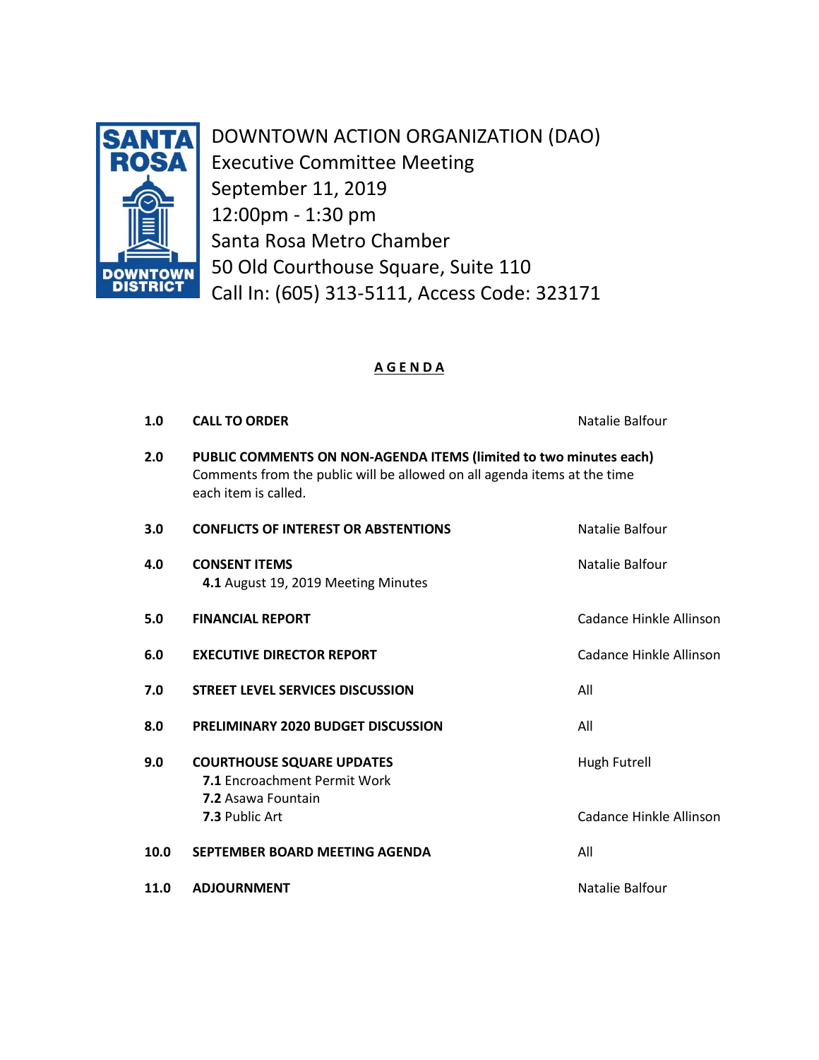SANTA ROSA DOWNTOWN DISTRICT

# DOWNTOWN ACTION ORGANIZATION (DAO)

Executive Committee Meeting
September 11, 2019
12:00pm - 1:30 pm
Santa Rosa Metro Chamber
50 Old Courthouse Square, Suite 110
Call In: (605) 313-5111, Access Code: 323171

## AGENDA

| | | |
|---|---|---|
| **1.0** | **CALL TO ORDER** | Natalie Balfour |
| **2.0** | **PUBLIC COMMENTS ON NON-AGENDA ITEMS (limited to two minutes each)** Comments from the public will be allowed on all agenda items at the time each item is called. | |
| **3.0** | **CONFLICTS OF INTEREST OR ABSTENTIONS** | Natalie Balfour |
| **4.0** | **CONSENT ITEMS** <br> **4.1** August 19, 2019 Meeting Minutes | Natalie Balfour |
| **5.0** | **FINANCIAL REPORT** | Cadance Hinkle Allinson |
| **6.0** | **EXECUTIVE DIRECTOR REPORT** | Cadance Hinkle Allinson |
| **7.0** | **STREET LEVEL SERVICES DISCUSSION** | All |
| **8.0** | **PRELIMINARY 2020 BUDGET DISCUSSION** | All |
| **9.0** | **COURTHOUSE SQUARE UPDATES** <br> **7.1** Encroachment Permit Work <br> **7.2** Asawa Fountain <br> **7.3** Public Art | Hugh Futrell <br><br><br> Cadance Hinkle Allinson |
| **10.0** | **SEPTEMBER BOARD MEETING AGENDA** | All |
| **11.0** | **ADJOURNMENT** | Natalie Balfour |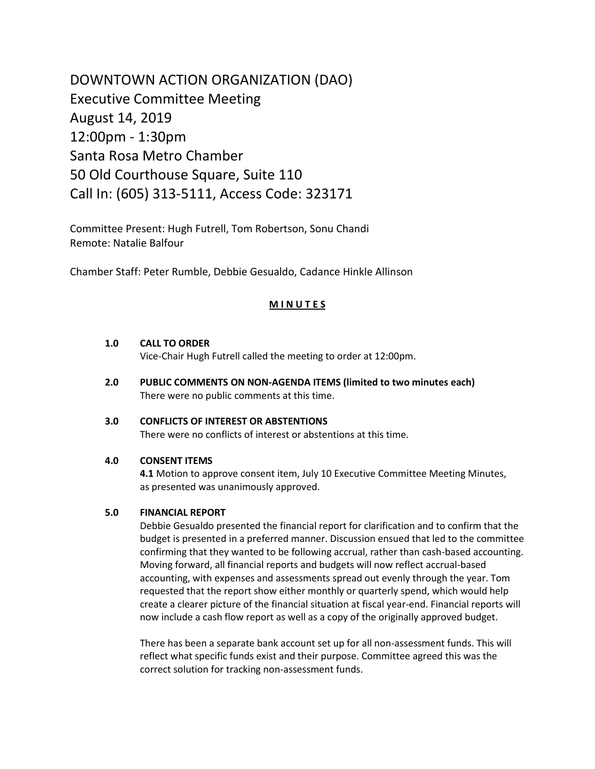# DOWNTOWN ACTION ORGANIZATION (DAO)

Executive Committee Meeting
August 14, 2019
12:00pm - 1:30pm
Santa Rosa Metro Chamber
50 Old Courthouse Square, Suite 110
Call In: (605) 313-5111, Access Code: 323171

Committee Present: Hugh Futrell, Tom Robertson, Sonu Chandi
Remote: Natalie Balfour

Chamber Staff: Peter Rumble, Debbie Gesualdo, Cadance Hinkle Allinson

## **M I N U T E S**

**1.0 CALL TO ORDER**

Vice-Chair Hugh Futrell called the meeting to order at 12:00pm.

**2.0 PUBLIC COMMENTS ON NON-AGENDA ITEMS (limited to two minutes each)**

There were no public comments at this time.

**3.0 CONFLICTS OF INTEREST OR ABSTENTIONS**

There were no conflicts of interest or abstentions at this time.

**4.0 CONSENT ITEMS**

**4.1** Motion to approve consent item, July 10 Executive Committee Meeting Minutes, as presented was unanimously approved.

**5.0 FINANCIAL REPORT**

Debbie Gesualdo presented the financial report for clarification and to confirm that the budget is presented in a preferred manner. Discussion ensued that led to the committee confirming that they wanted to be following accrual, rather than cash-based accounting. Moving forward, all financial reports and budgets will now reflect accrual-based accounting, with expenses and assessments spread out evenly through the year. Tom requested that the report show either monthly or quarterly spend, which would help create a clearer picture of the financial situation at fiscal year-end. Financial reports will now include a cash flow report as well as a copy of the originally approved budget.

There has been a separate bank account set up for all non-assessment funds. This will reflect what specific funds exist and their purpose. Committee agreed this was the correct solution for tracking non-assessment funds.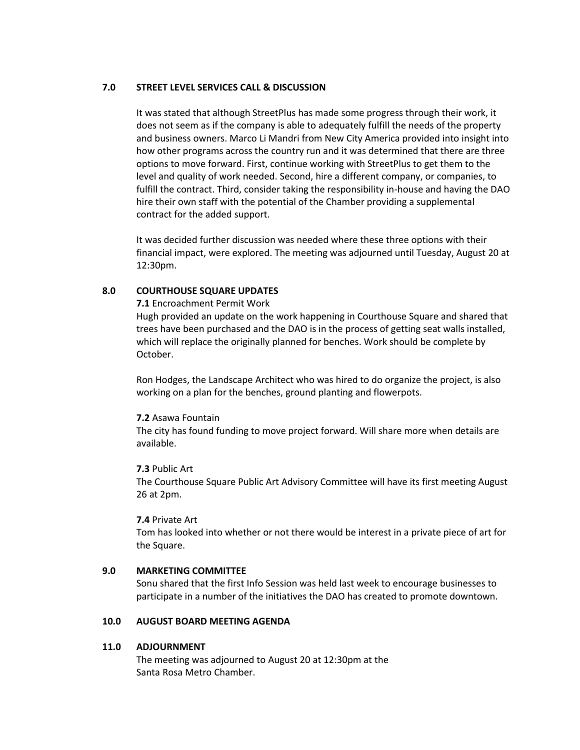## 7.0 STREET LEVEL SERVICES CALL & DISCUSSION

It was stated that although StreetPlus has made some progress through their work, it does not seem as if the company is able to adequately fulfill the needs of the property and business owners. Marco Li Mandri from New City America provided into insight into how other programs across the country run and it was determined that there are three options to move forward. First, continue working with StreetPlus to get them to the level and quality of work needed. Second, hire a different company, or companies, to fulfill the contract. Third, consider taking the responsibility in-house and having the DAO hire their own staff with the potential of the Chamber providing a supplemental contract for the added support.

It was decided further discussion was needed where these three options with their financial impact, were explored. The meeting was adjourned until Tuesday, August 20 at 12:30pm.

## 8.0 COURTHOUSE SQUARE UPDATES

**7.1** Encroachment Permit Work

Hugh provided an update on the work happening in Courthouse Square and shared that trees have been purchased and the DAO is in the process of getting seat walls installed, which will replace the originally planned for benches. Work should be complete by October.

Ron Hodges, the Landscape Architect who was hired to do organize the project, is also working on a plan for the benches, ground planting and flowerpots.

**7.2** Asawa Fountain

The city has found funding to move project forward. Will share more when details are available.

**7.3** Public Art

The Courthouse Square Public Art Advisory Committee will have its first meeting August 26 at 2pm.

**7.4** Private Art

Tom has looked into whether or not there would be interest in a private piece of art for the Square.

## 9.0 MARKETING COMMITTEE

Sonu shared that the first Info Session was held last week to encourage businesses to participate in a number of the initiatives the DAO has created to promote downtown.

## 10.0 AUGUST BOARD MEETING AGENDA

## 11.0 ADJOURNMENT

The meeting was adjourned to August 20 at 12:30pm at the Santa Rosa Metro Chamber.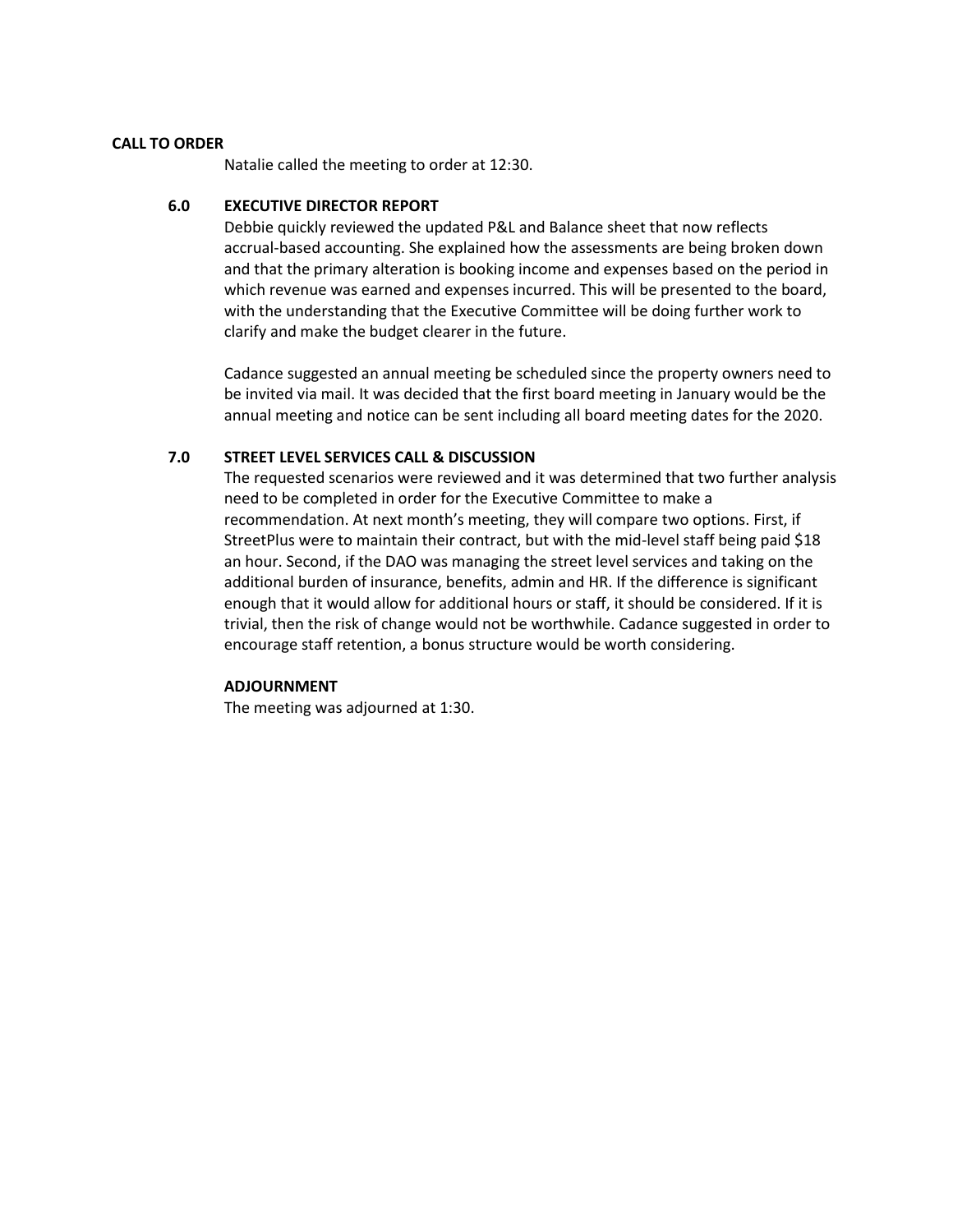**CALL TO ORDER**

Natalie called the meeting to order at 12:30.

**6.0 EXECUTIVE DIRECTOR REPORT**

Debbie quickly reviewed the updated P&L and Balance sheet that now reflects accrual-based accounting. She explained how the assessments are being broken down and that the primary alteration is booking income and expenses based on the period in which revenue was earned and expenses incurred. This will be presented to the board, with the understanding that the Executive Committee will be doing further work to clarify and make the budget clearer in the future.

Cadance suggested an annual meeting be scheduled since the property owners need to be invited via mail. It was decided that the first board meeting in January would be the annual meeting and notice can be sent including all board meeting dates for the 2020.

**7.0 STREET LEVEL SERVICES CALL & DISCUSSION**

The requested scenarios were reviewed and it was determined that two further analysis need to be completed in order for the Executive Committee to make a recommendation. At next month's meeting, they will compare two options. First, if StreetPlus were to maintain their contract, but with the mid-level staff being paid $18 an hour. Second, if the DAO was managing the street level services and taking on the additional burden of insurance, benefits, admin and HR. If the difference is significant enough that it would allow for additional hours or staff, it should be considered. If it is trivial, then the risk of change would not be worthwhile. Cadance suggested in order to encourage staff retention, a bonus structure would be worth considering.

**ADJOURNMENT**

The meeting was adjourned at 1:30.